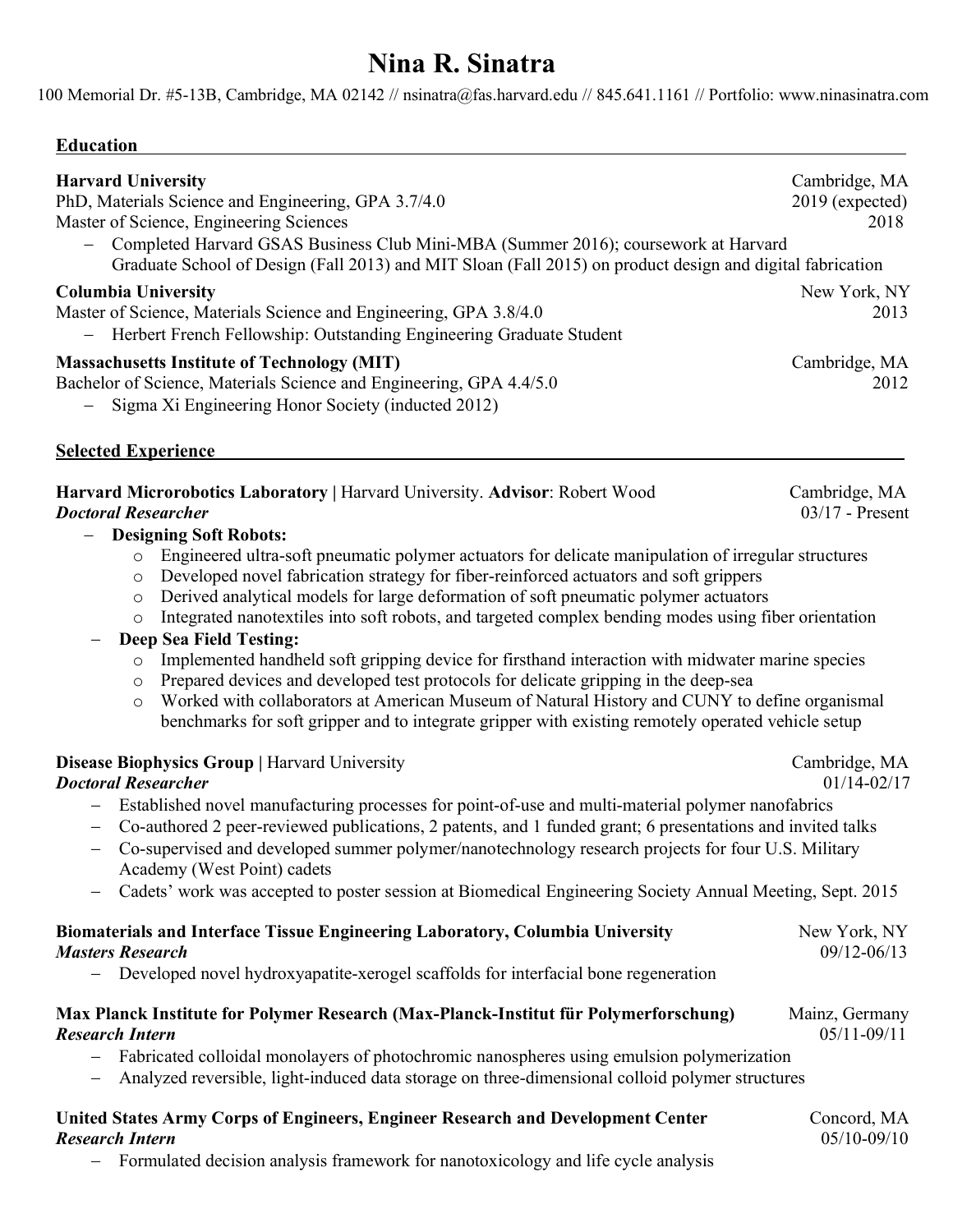# Nina R. Sinatra

100 Memorial Dr. #5-13B, Cambridge, MA 02142 // nsinatra@fas.harvard.edu // 845.641.1161 // Portfolio: www.ninasinatra.com

## Education

**Harvard University** — Cambridge, MA
PhD, Materials Science and Engineering, GPA 3.7/4.0 — 2019 (expected)
Master of Science, Engineering Sciences — 2018

- Completed Harvard GSAS Business Club Mini-MBA (Summer 2016); coursework at Harvard Graduate School of Design (Fall 2013) and MIT Sloan (Fall 2015) on product design and digital fabrication

**Columbia University** — New York, NY
Master of Science, Materials Science and Engineering, GPA 3.8/4.0 — 2013

- Herbert French Fellowship: Outstanding Engineering Graduate Student

**Massachusetts Institute of Technology (MIT)** — Cambridge, MA
Bachelor of Science, Materials Science and Engineering, GPA 4.4/5.0 — 2012

- Sigma Xi Engineering Honor Society (inducted 2012)

## Selected Experience

**Harvard Microrobotics Laboratory** | Harvard University. **Advisor**: Robert Wood — Cambridge, MA
***Doctoral Researcher*** — 03/17 - Present

- **Designing Soft Robots:**
  - Engineered ultra-soft pneumatic polymer actuators for delicate manipulation of irregular structures
  - Developed novel fabrication strategy for fiber-reinforced actuators and soft grippers
  - Derived analytical models for large deformation of soft pneumatic polymer actuators
  - Integrated nanotextiles into soft robots, and targeted complex bending modes using fiber orientation
- **Deep Sea Field Testing:**
  - Implemented handheld soft gripping device for firsthand interaction with midwater marine species
  - Prepared devices and developed test protocols for delicate gripping in the deep-sea
  - Worked with collaborators at American Museum of Natural History and CUNY to define organismal benchmarks for soft gripper and to integrate gripper with existing remotely operated vehicle setup

**Disease Biophysics Group** | Harvard University — Cambridge, MA
***Doctoral Researcher*** — 01/14-02/17

- Established novel manufacturing processes for point-of-use and multi-material polymer nanofabrics
- Co-authored 2 peer-reviewed publications, 2 patents, and 1 funded grant; 6 presentations and invited talks
- Co-supervised and developed summer polymer/nanotechnology research projects for four U.S. Military Academy (West Point) cadets
- Cadets' work was accepted to poster session at Biomedical Engineering Society Annual Meeting, Sept. 2015

**Biomaterials and Interface Tissue Engineering Laboratory, Columbia University** — New York, NY
***Masters Research*** — 09/12-06/13

- Developed novel hydroxyapatite-xerogel scaffolds for interfacial bone regeneration

**Max Planck Institute for Polymer Research (Max-Planck-Institut für Polymerforschung)** — Mainz, Germany
***Research Intern*** — 05/11-09/11

- Fabricated colloidal monolayers of photochromic nanospheres using emulsion polymerization
- Analyzed reversible, light-induced data storage on three-dimensional colloid polymer structures

**United States Army Corps of Engineers, Engineer Research and Development Center** — Concord, MA
***Research Intern*** — 05/10-09/10

- Formulated decision analysis framework for nanotoxicology and life cycle analysis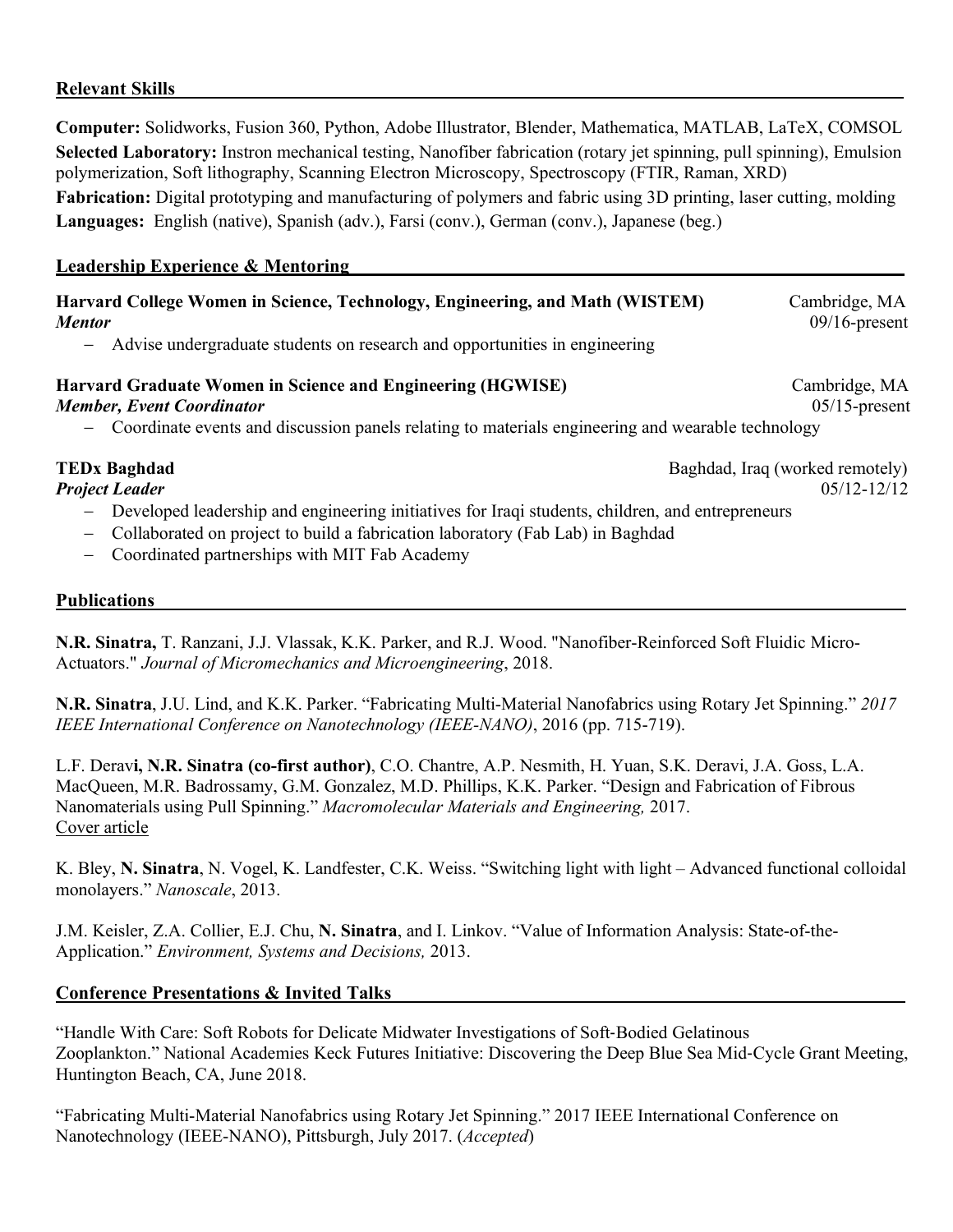## Relevant Skills

**Computer:** Solidworks, Fusion 360, Python, Adobe Illustrator, Blender, Mathematica, MATLAB, LaTeX, COMSOL
**Selected Laboratory:** Instron mechanical testing, Nanofiber fabrication (rotary jet spinning, pull spinning), Emulsion polymerization, Soft lithography, Scanning Electron Microscopy, Spectroscopy (FTIR, Raman, XRD)
**Fabrication:** Digital prototyping and manufacturing of polymers and fabric using 3D printing, laser cutting, molding
**Languages:** English (native), Spanish (adv.), Farsi (conv.), German (conv.), Japanese (beg.)

## Leadership Experience & Mentoring

**Harvard College Women in Science, Technology, Engineering, and Math (WISTEM)** Cambridge, MA
***Mentor*** 09/16-present

- Advise undergraduate students on research and opportunities in engineering

**Harvard Graduate Women in Science and Engineering (HGWISE)** Cambridge, MA
***Member, Event Coordinator*** 05/15-present

- Coordinate events and discussion panels relating to materials engineering and wearable technology

**TEDx Baghdad** Baghdad, Iraq (worked remotely)
***Project Leader*** 05/12-12/12

- Developed leadership and engineering initiatives for Iraqi students, children, and entrepreneurs
- Collaborated on project to build a fabrication laboratory (Fab Lab) in Baghdad
- Coordinated partnerships with MIT Fab Academy

## Publications

**N.R. Sinatra,** T. Ranzani, J.J. Vlassak, K.K. Parker, and R.J. Wood. "Nanofiber-Reinforced Soft Fluidic Micro-Actuators." *Journal of Micromechanics and Microengineering*, 2018.

**N.R. Sinatra**, J.U. Lind, and K.K. Parker. "Fabricating Multi-Material Nanofabrics using Rotary Jet Spinning." *2017 IEEE International Conference on Nanotechnology (IEEE-NANO)*, 2016 (pp. 715-719).

L.F. Deravi, **N.R. Sinatra (co-first author)**, C.O. Chantre, A.P. Nesmith, H. Yuan, S.K. Deravi, J.A. Goss, L.A. MacQueen, M.R. Badrossamy, G.M. Gonzalez, M.D. Phillips, K.K. Parker. "Design and Fabrication of Fibrous Nanomaterials using Pull Spinning." *Macromolecular Materials and Engineering,* 2017. Cover article

K. Bley, **N. Sinatra**, N. Vogel, K. Landfester, C.K. Weiss. "Switching light with light – Advanced functional colloidal monolayers." *Nanoscale*, 2013.

J.M. Keisler, Z.A. Collier, E.J. Chu, **N. Sinatra**, and I. Linkov. "Value of Information Analysis: State-of-the-Application." *Environment, Systems and Decisions,* 2013.

## Conference Presentations & Invited Talks

"Handle With Care: Soft Robots for Delicate Midwater Investigations of Soft-Bodied Gelatinous Zooplankton." National Academies Keck Futures Initiative: Discovering the Deep Blue Sea Mid-Cycle Grant Meeting, Huntington Beach, CA, June 2018.

"Fabricating Multi-Material Nanofabrics using Rotary Jet Spinning." 2017 IEEE International Conference on Nanotechnology (IEEE-NANO), Pittsburgh, July 2017. (*Accepted*)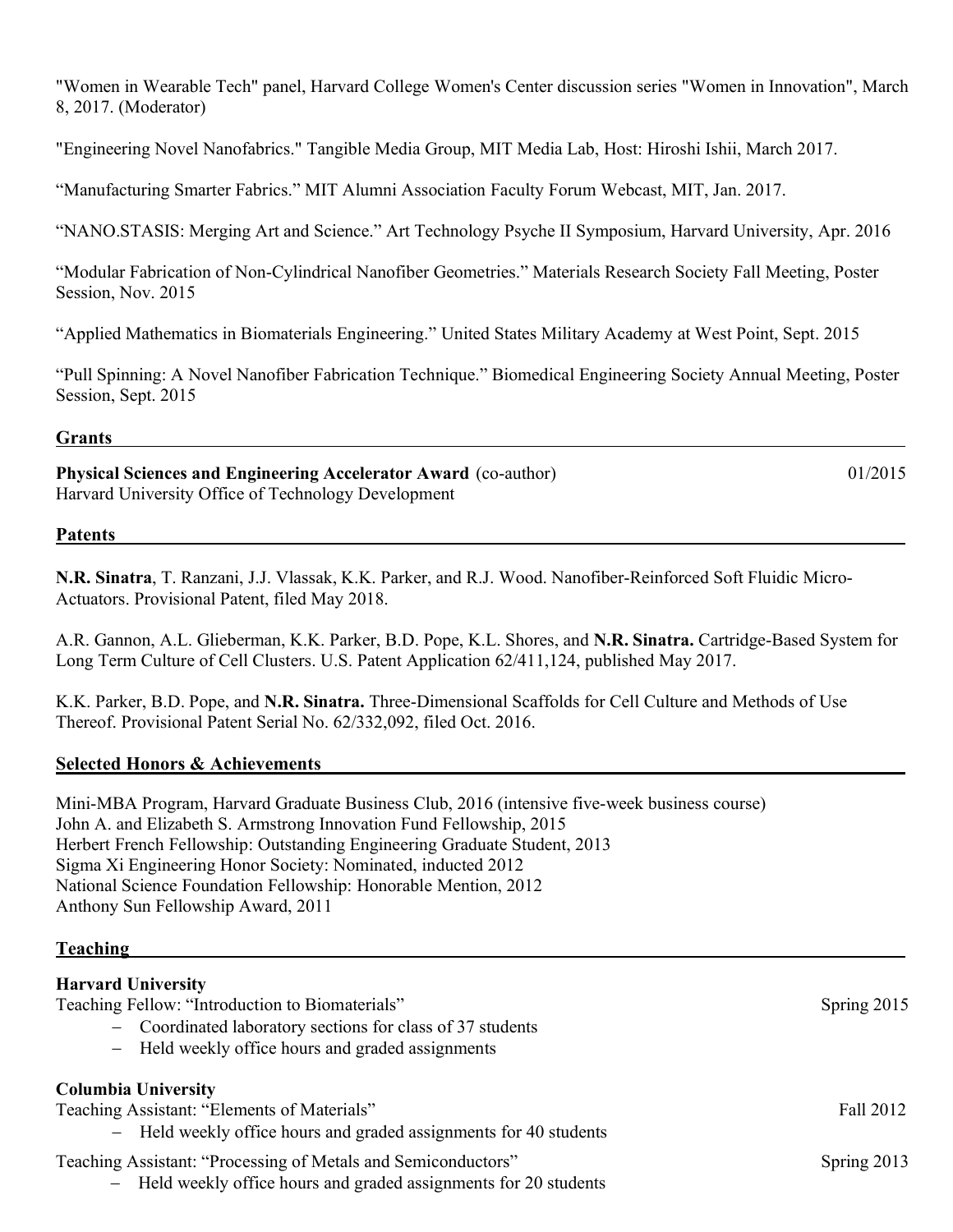"Women in Wearable Tech" panel, Harvard College Women's Center discussion series "Women in Innovation", March 8, 2017. (Moderator)

"Engineering Novel Nanofabrics." Tangible Media Group, MIT Media Lab, Host: Hiroshi Ishii, March 2017.

"Manufacturing Smarter Fabrics." MIT Alumni Association Faculty Forum Webcast, MIT, Jan. 2017.

"NANO.STASIS: Merging Art and Science." Art Technology Psyche II Symposium, Harvard University, Apr. 2016

"Modular Fabrication of Non-Cylindrical Nanofiber Geometries." Materials Research Society Fall Meeting, Poster Session, Nov. 2015

"Applied Mathematics in Biomaterials Engineering." United States Military Academy at West Point, Sept. 2015

"Pull Spinning: A Novel Nanofiber Fabrication Technique." Biomedical Engineering Society Annual Meeting, Poster Session, Sept. 2015

## Grants

**Physical Sciences and Engineering Accelerator Award** (co-author) 01/2015
Harvard University Office of Technology Development

## Patents

**N.R. Sinatra**, T. Ranzani, J.J. Vlassak, K.K. Parker, and R.J. Wood. Nanofiber-Reinforced Soft Fluidic Micro-Actuators. Provisional Patent, filed May 2018.

A.R. Gannon, A.L. Glieberman, K.K. Parker, B.D. Pope, K.L. Shores, and **N.R. Sinatra.** Cartridge-Based System for Long Term Culture of Cell Clusters. U.S. Patent Application 62/411,124, published May 2017.

K.K. Parker, B.D. Pope, and **N.R. Sinatra.** Three-Dimensional Scaffolds for Cell Culture and Methods of Use Thereof. Provisional Patent Serial No. 62/332,092, filed Oct. 2016.

## Selected Honors & Achievements

Mini-MBA Program, Harvard Graduate Business Club, 2016 (intensive five-week business course)
John A. and Elizabeth S. Armstrong Innovation Fund Fellowship, 2015
Herbert French Fellowship: Outstanding Engineering Graduate Student, 2013
Sigma Xi Engineering Honor Society: Nominated, inducted 2012
National Science Foundation Fellowship: Honorable Mention, 2012
Anthony Sun Fellowship Award, 2011

## Teaching

**Harvard University**
Teaching Fellow: "Introduction to Biomaterials" Spring 2015

- Coordinated laboratory sections for class of 37 students
- Held weekly office hours and graded assignments

**Columbia University**
Teaching Assistant: "Elements of Materials" Fall 2012

- Held weekly office hours and graded assignments for 40 students

Teaching Assistant: "Processing of Metals and Semiconductors" Spring 2013

- Held weekly office hours and graded assignments for 20 students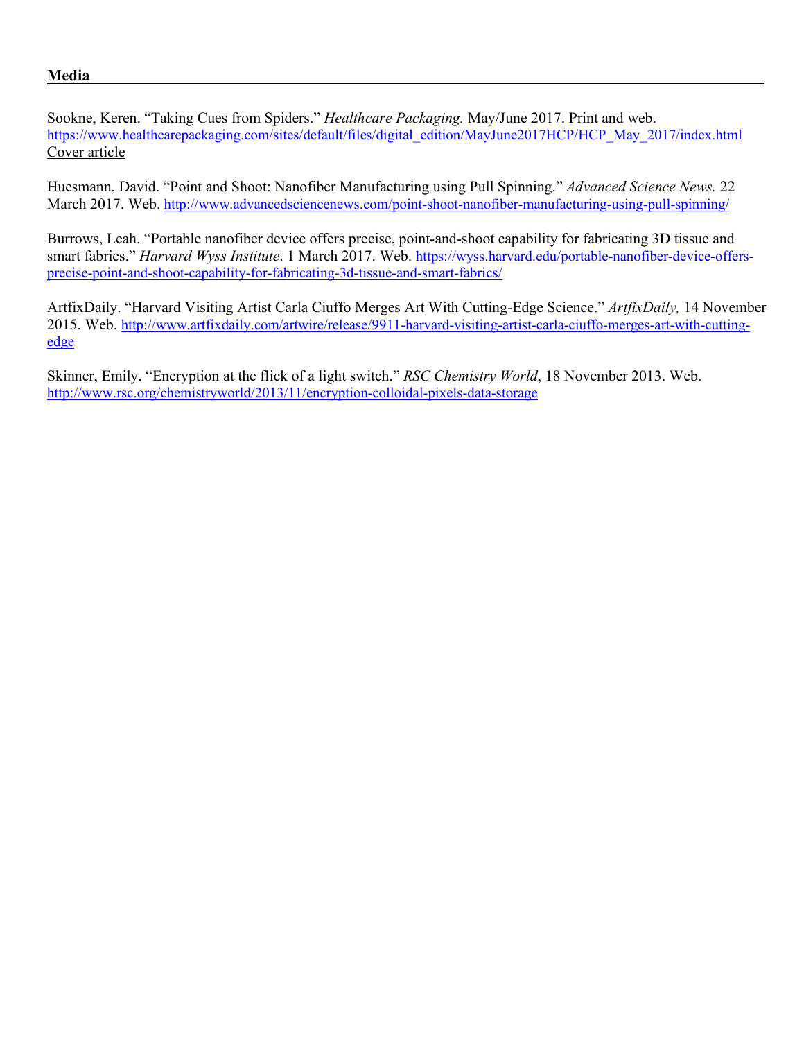## Media

Sookne, Keren. "Taking Cues from Spiders." *Healthcare Packaging.* May/June 2017. Print and web. https://www.healthcarepackaging.com/sites/default/files/digital_edition/MayJune2017HCP/HCP_May_2017/index.html Cover article

Huesmann, David. "Point and Shoot: Nanofiber Manufacturing using Pull Spinning." *Advanced Science News.* 22 March 2017. Web. http://www.advancedsciencenews.com/point-shoot-nanofiber-manufacturing-using-pull-spinning/

Burrows, Leah. "Portable nanofiber device offers precise, point-and-shoot capability for fabricating 3D tissue and smart fabrics." *Harvard Wyss Institute*. 1 March 2017. Web. https://wyss.harvard.edu/portable-nanofiber-device-offers-precise-point-and-shoot-capability-for-fabricating-3d-tissue-and-smart-fabrics/

ArtfixDaily. "Harvard Visiting Artist Carla Ciuffo Merges Art With Cutting-Edge Science." *ArtfixDaily,* 14 November 2015. Web. http://www.artfixdaily.com/artwire/release/9911-harvard-visiting-artist-carla-ciuffo-merges-art-with-cutting-edge

Skinner, Emily. "Encryption at the flick of a light switch." *RSC Chemistry World*, 18 November 2013. Web. http://www.rsc.org/chemistryworld/2013/11/encryption-colloidal-pixels-data-storage